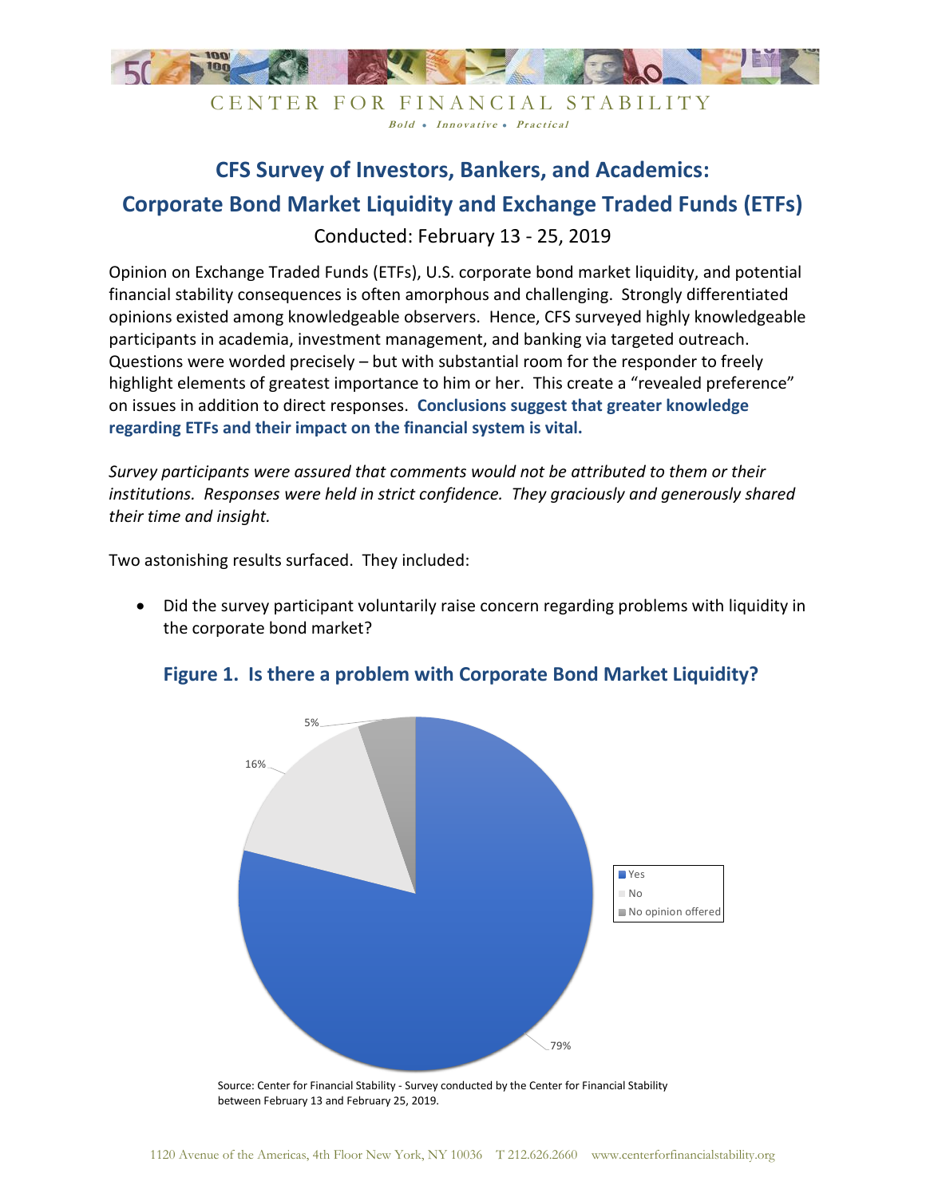CENTER FOR FINANCIAL STABILITY

*Bold • Innovative • Practical*

# CFS Survey of Investors, Bankers, and Academics: Corporate Bond Market Liquidity and Exchange Traded Funds (ETFs)

Conducted: February 13 - 25, 2019

Opinion on Exchange Traded Funds (ETFs), U.S. corporate bond market liquidity, and potential financial stability consequences is often amorphous and challenging. Strongly differentiated opinions existed among knowledgeable observers. Hence, CFS surveyed highly knowledgeable participants in academia, investment management, and banking via targeted outreach. Questions were worded precisely – but with substantial room for the responder to freely highlight elements of greatest importance to him or her. This create a "revealed preference" on issues in addition to direct responses. **Conclusions suggest that greater knowledge regarding ETFs and their impact on the financial system is vital.**

*Survey participants were assured that comments would not be attributed to them or their institutions. Responses were held in strict confidence. They graciously and generously shared their time and insight.*

Two astonishing results surfaced. They included:

- Did the survey participant voluntarily raise concern regarding problems with liquidity in the corporate bond market?

## Figure 1. Is there a problem with Corporate Bond Market Liquidity?

| Response | Share |
|---|---|
| Yes | 79% |
| No | 16% |
| No opinion offered | 5% |

Source: Center for Financial Stability - Survey conducted by the Center for Financial Stability between February 13 and February 25, 2019.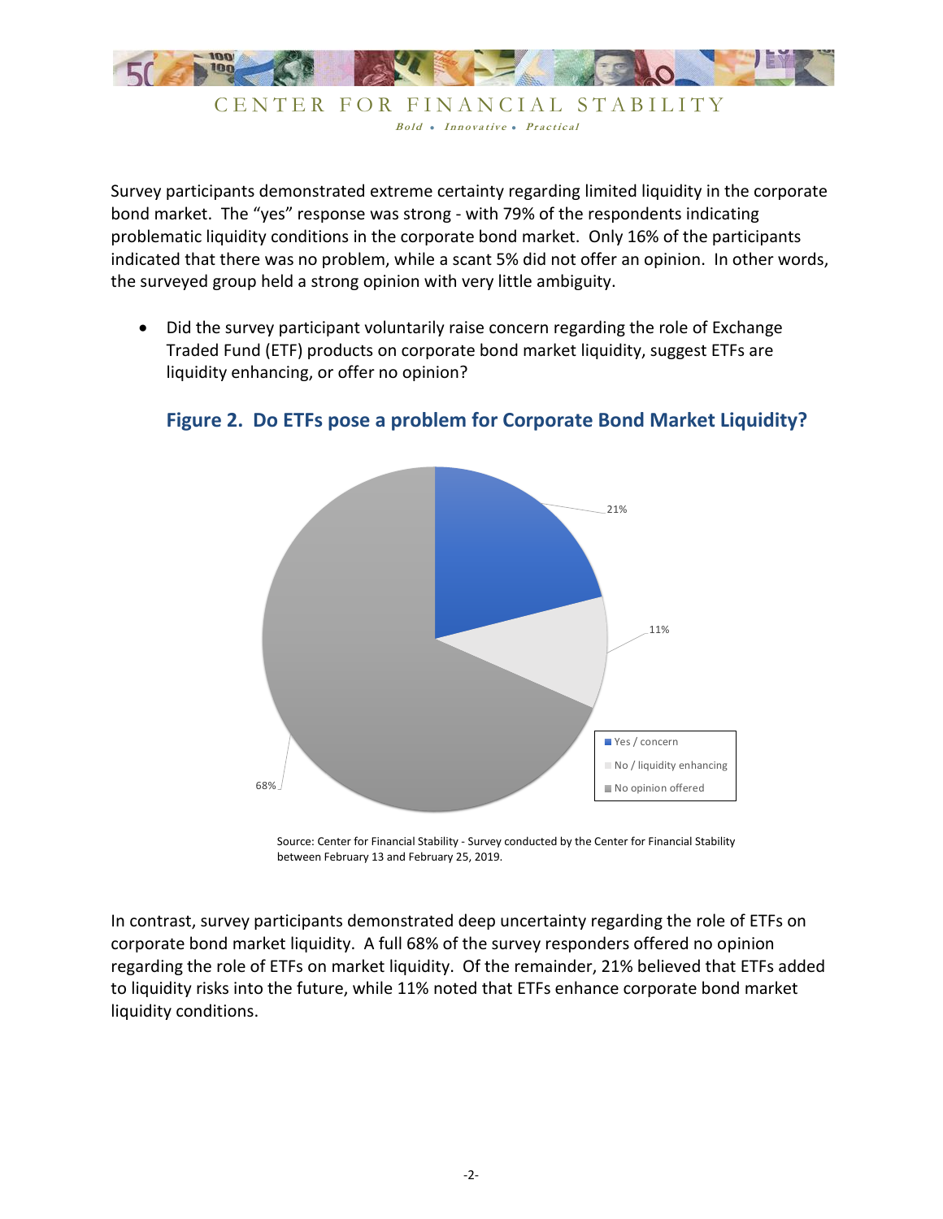Survey participants demonstrated extreme certainty regarding limited liquidity in the corporate bond market. The "yes" response was strong - with 79% of the respondents indicating problematic liquidity conditions in the corporate bond market. Only 16% of the participants indicated that there was no problem, while a scant 5% did not offer an opinion. In other words, the surveyed group held a strong opinion with very little ambiguity.

- Did the survey participant voluntarily raise concern regarding the role of Exchange Traded Fund (ETF) products on corporate bond market liquidity, suggest ETFs are liquidity enhancing, or offer no opinion?

### Figure 2. Do ETFs pose a problem for Corporate Bond Market Liquidity?

| Response | Share |
| --- | --- |
| Yes / concern | 21% |
| No / liquidity enhancing | 11% |
| No opinion offered | 68% |

Source: Center for Financial Stability - Survey conducted by the Center for Financial Stability between February 13 and February 25, 2019.

In contrast, survey participants demonstrated deep uncertainty regarding the role of ETFs on corporate bond market liquidity. A full 68% of the survey responders offered no opinion regarding the role of ETFs on market liquidity. Of the remainder, 21% believed that ETFs added to liquidity risks into the future, while 11% noted that ETFs enhance corporate bond market liquidity conditions.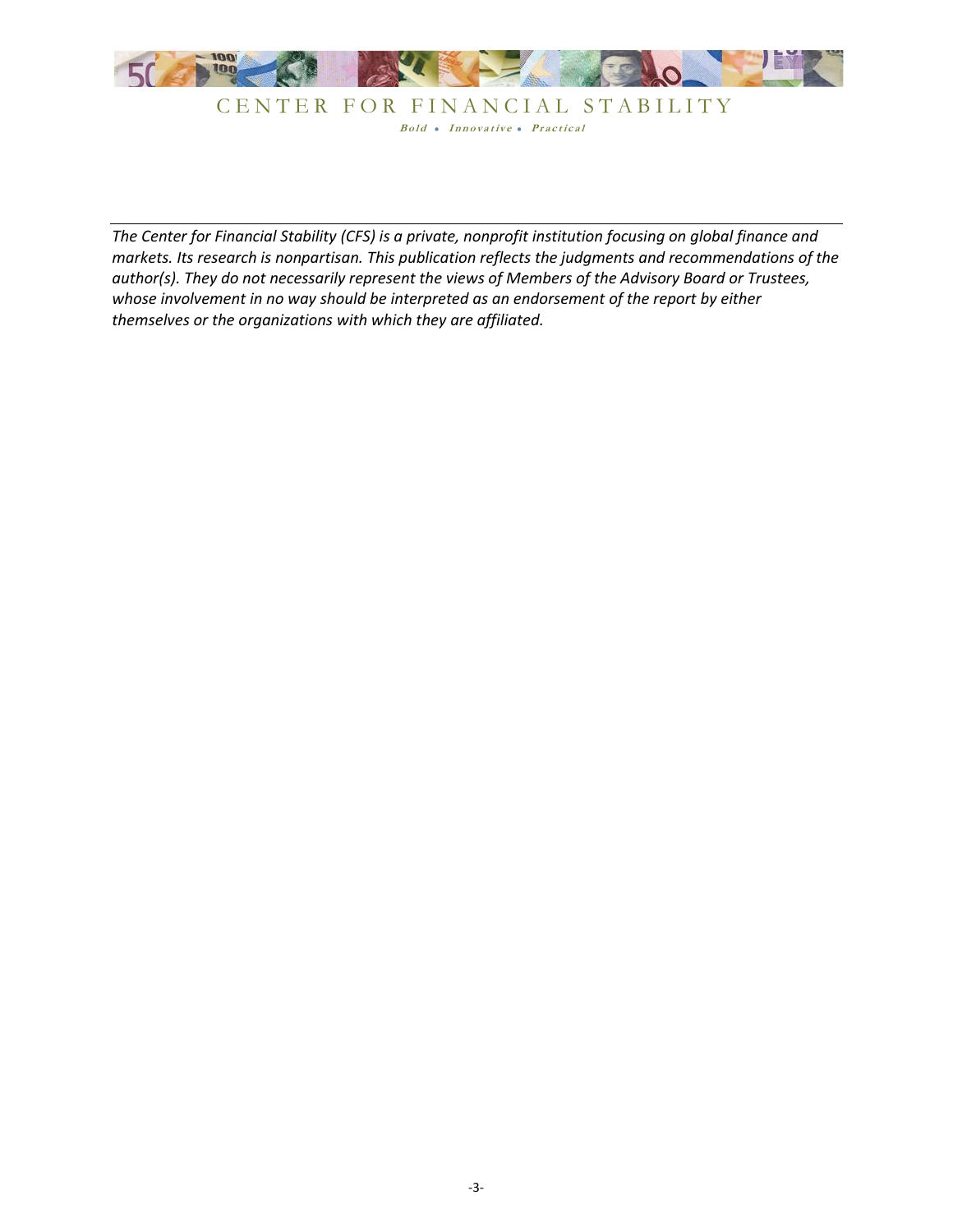CENTER FOR FINANCIAL STABILITY

*Bold • Innovative • Practical*

---

*The Center for Financial Stability (CFS) is a private, nonprofit institution focusing on global finance and markets. Its research is nonpartisan. This publication reflects the judgments and recommendations of the author(s). They do not necessarily represent the views of Members of the Advisory Board or Trustees, whose involvement in no way should be interpreted as an endorsement of the report by either themselves or the organizations with which they are affiliated.*